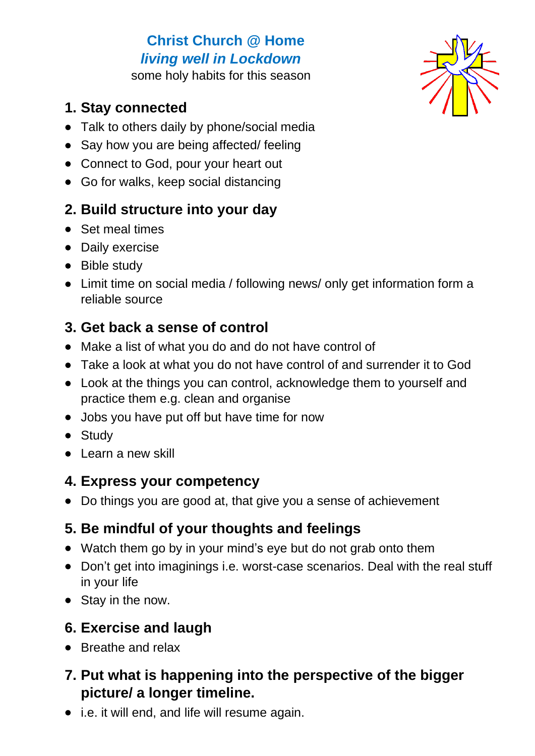**Christ Church @ Home**

***living well in Lockdown***

some holy habits for this season

## 1. Stay connected

- Talk to others daily by phone/social media
- Say how you are being affected/ feeling
- Connect to God, pour your heart out
- Go for walks, keep social distancing

## 2. Build structure into your day

- Set meal times
- Daily exercise
- Bible study
- Limit time on social media / following news/ only get information form a reliable source

## 3. Get back a sense of control

- Make a list of what you do and do not have control of
- Take a look at what you do not have control of and surrender it to God
- Look at the things you can control, acknowledge them to yourself and practice them e.g. clean and organise
- Jobs you have put off but have time for now
- Study
- Learn a new skill

## 4. Express your competency

- Do things you are good at, that give you a sense of achievement

## 5. Be mindful of your thoughts and feelings

- Watch them go by in your mind's eye but do not grab onto them
- Don't get into imaginings i.e. worst-case scenarios. Deal with the real stuff in your life
- Stay in the now.

## 6. Exercise and laugh

- Breathe and relax

## 7. Put what is happening into the perspective of the bigger picture/ a longer timeline.

- i.e. it will end, and life will resume again.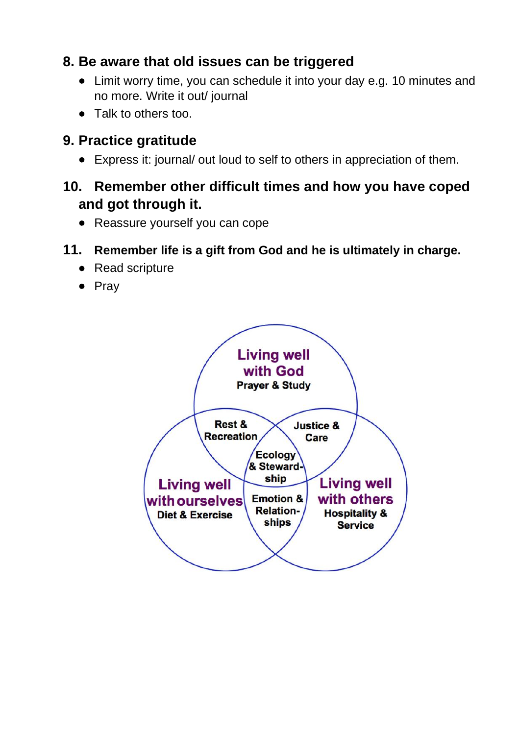## 8. Be aware that old issues can be triggered

- Limit worry time, you can schedule it into your day e.g. 10 minutes and no more. Write it out/ journal
- Talk to others too.

## 9. Practice gratitude

- Express it: journal/ out loud to self to others in appreciation of them.

## 10. Remember other difficult times and how you have coped and got through it.

- Reassure yourself you can cope

## 11. Remember life is a gift from God and he is ultimately in charge.

- Read scripture
- Pray

Living well with God
Prayer & Study

Rest & Recreation

Justice & Care

Ecology & Stewardship

Living well with ourselves
Diet & Exercise

Emotion & Relationships

Living well with others
Hospitality & Service